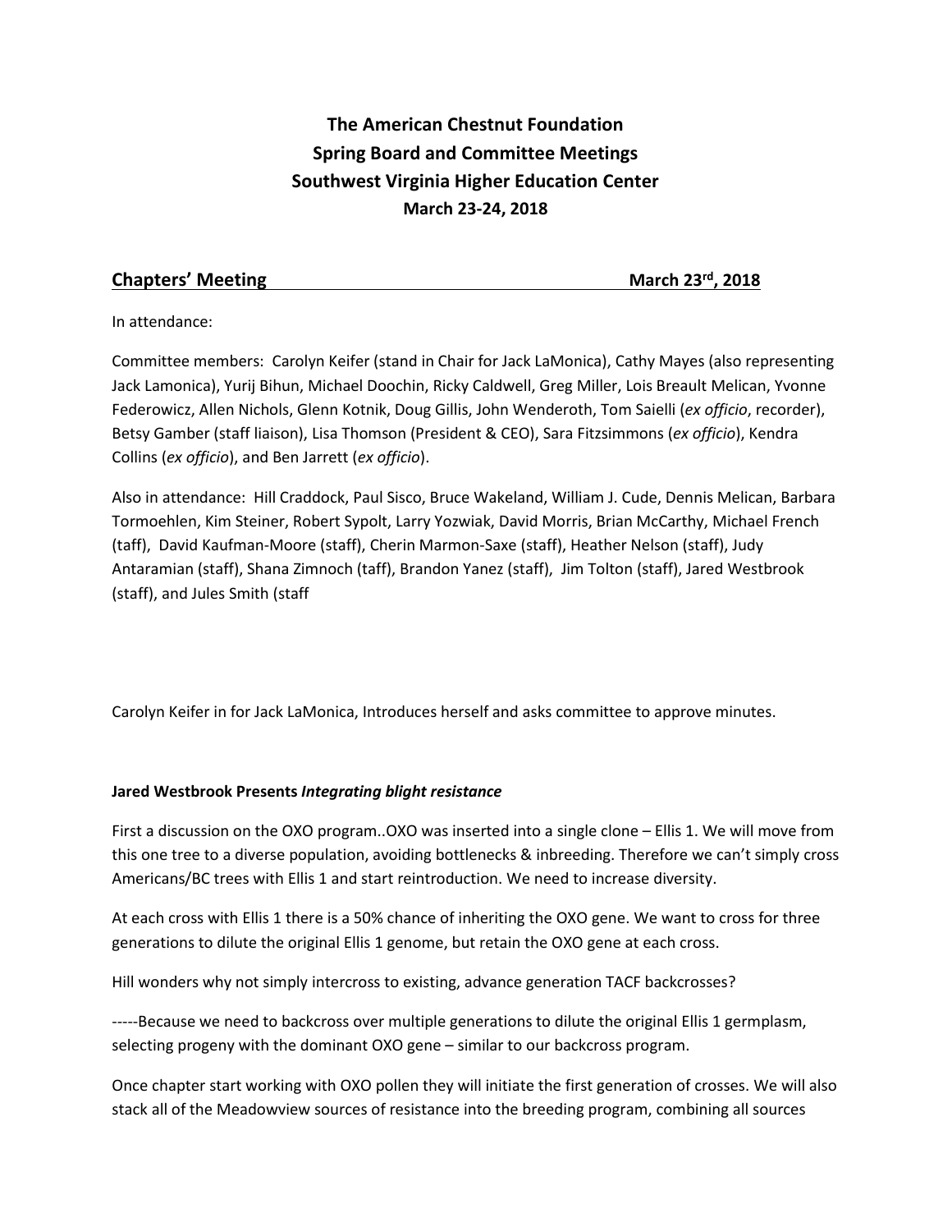# The American Chestnut Foundation
# Spring Board and Committee Meetings
# Southwest Virginia Higher Education Center
# March 23-24, 2018

## Chapters' Meeting — March 23rd, 2018

In attendance:

Committee members: Carolyn Keifer (stand in Chair for Jack LaMonica), Cathy Mayes (also representing Jack Lamonica), Yurij Bihun, Michael Doochin, Ricky Caldwell, Greg Miller, Lois Breault Melican, Yvonne Federowicz, Allen Nichols, Glenn Kotnik, Doug Gillis, John Wenderoth, Tom Saielli (*ex officio*, recorder), Betsy Gamber (staff liaison), Lisa Thomson (President & CEO), Sara Fitzsimmons (*ex officio*), Kendra Collins (*ex officio*), and Ben Jarrett (*ex officio*).

Also in attendance: Hill Craddock, Paul Sisco, Bruce Wakeland, William J. Cude, Dennis Melican, Barbara Tormoehlen, Kim Steiner, Robert Sypolt, Larry Yozwiak, David Morris, Brian McCarthy, Michael French (taff), David Kaufman-Moore (staff), Cherin Marmon-Saxe (staff), Heather Nelson (staff), Judy Antaramian (staff), Shana Zimnoch (taff), Brandon Yanez (staff), Jim Tolton (staff), Jared Westbrook (staff), and Jules Smith (staff

Carolyn Keifer in for Jack LaMonica, Introduces herself and asks committee to approve minutes.

**Jared Westbrook Presents *Integrating blight resistance***

First a discussion on the OXO program..OXO was inserted into a single clone – Ellis 1. We will move from this one tree to a diverse population, avoiding bottlenecks & inbreeding. Therefore we can't simply cross Americans/BC trees with Ellis 1 and start reintroduction. We need to increase diversity.

At each cross with Ellis 1 there is a 50% chance of inheriting the OXO gene. We want to cross for three generations to dilute the original Ellis 1 genome, but retain the OXO gene at each cross.

Hill wonders why not simply intercross to existing, advance generation TACF backcrosses?

-----Because we need to backcross over multiple generations to dilute the original Ellis 1 germplasm, selecting progeny with the dominant OXO gene – similar to our backcross program.

Once chapter start working with OXO pollen they will initiate the first generation of crosses. We will also stack all of the Meadowview sources of resistance into the breeding program, combining all sources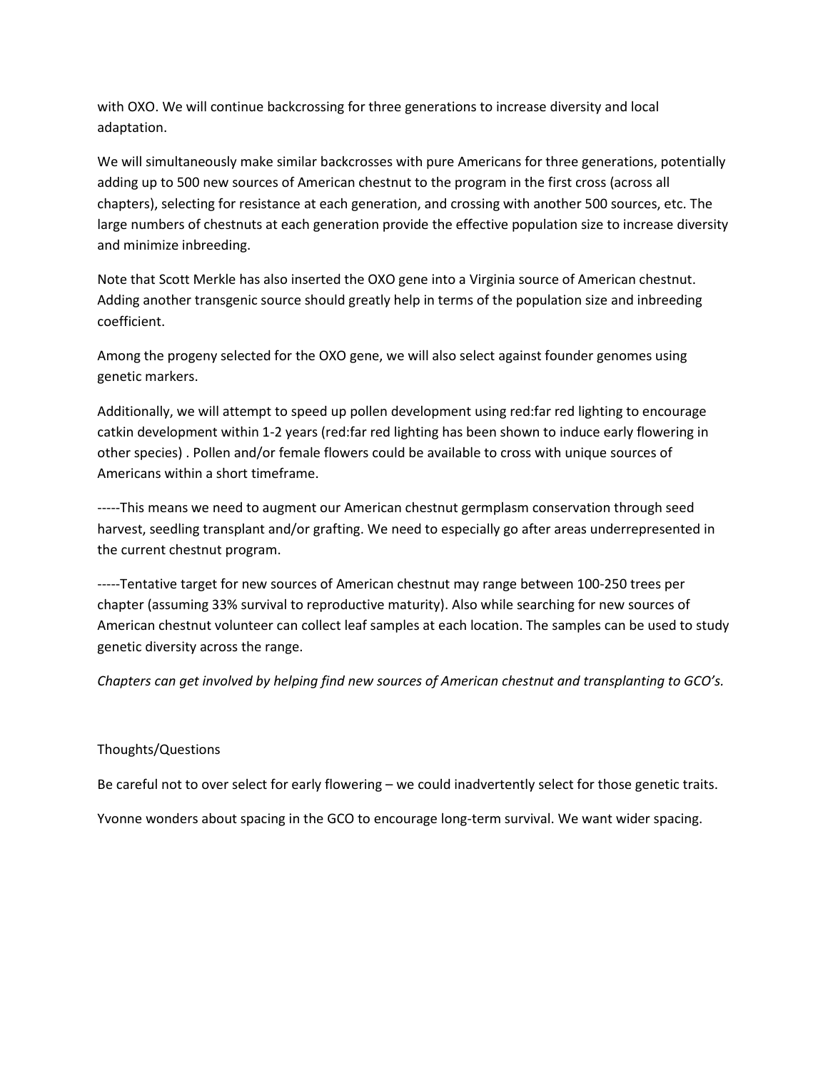with OXO. We will continue backcrossing for three generations to increase diversity and local adaptation.

We will simultaneously make similar backcrosses with pure Americans for three generations, potentially adding up to 500 new sources of American chestnut to the program in the first cross (across all chapters), selecting for resistance at each generation, and crossing with another 500 sources, etc. The large numbers of chestnuts at each generation provide the effective population size to increase diversity and minimize inbreeding.

Note that Scott Merkle has also inserted the OXO gene into a Virginia source of American chestnut. Adding another transgenic source should greatly help in terms of the population size and inbreeding coefficient.

Among the progeny selected for the OXO gene, we will also select against founder genomes using genetic markers.

Additionally, we will attempt to speed up pollen development using red:far red lighting to encourage catkin development within 1-2 years (red:far red lighting has been shown to induce early flowering in other species) . Pollen and/or female flowers could be available to cross with unique sources of Americans within a short timeframe.

-----This means we need to augment our American chestnut germplasm conservation through seed harvest, seedling transplant and/or grafting. We need to especially go after areas underrepresented in the current chestnut program.

-----Tentative target for new sources of American chestnut may range between 100-250 trees per chapter (assuming 33% survival to reproductive maturity). Also while searching for new sources of American chestnut volunteer can collect leaf samples at each location. The samples can be used to study genetic diversity across the range.

*Chapters can get involved by helping find new sources of American chestnut and transplanting to GCO's.*

Thoughts/Questions

Be careful not to over select for early flowering – we could inadvertently select for those genetic traits.

Yvonne wonders about spacing in the GCO to encourage long-term survival. We want wider spacing.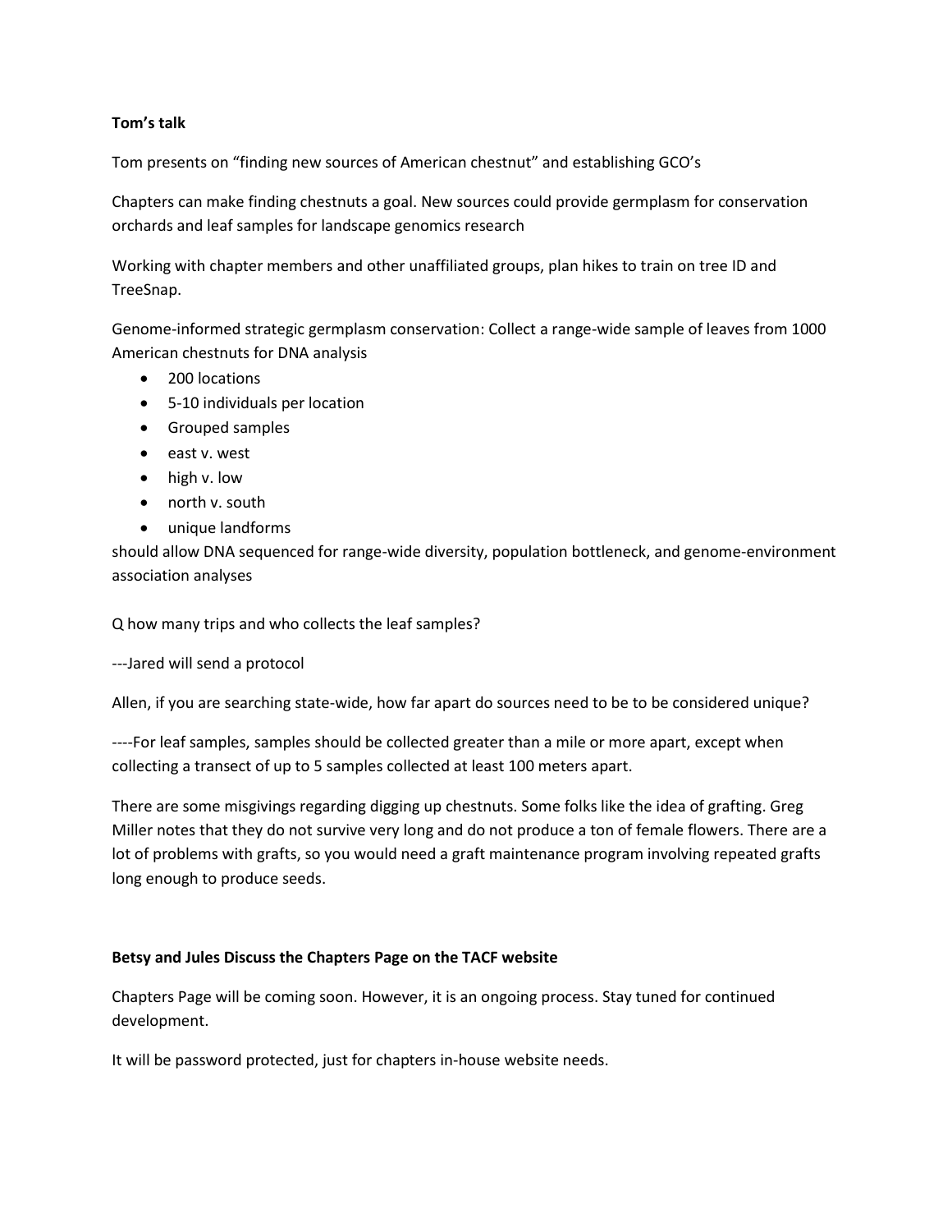**Tom's talk**

Tom presents on "finding new sources of American chestnut" and establishing GCO's

Chapters can make finding chestnuts a goal. New sources could provide germplasm for conservation orchards and leaf samples for landscape genomics research

Working with chapter members and other unaffiliated groups, plan hikes to train on tree ID and TreeSnap.

Genome-informed strategic germplasm conservation: Collect a range-wide sample of leaves from 1000 American chestnuts for DNA analysis

- 200 locations
- 5-10 individuals per location
- Grouped samples
- east v. west
- high v. low
- north v. south
- unique landforms

should allow DNA sequenced for range-wide diversity, population bottleneck, and genome-environment association analyses

Q how many trips and who collects the leaf samples?

---Jared will send a protocol

Allen, if you are searching state-wide, how far apart do sources need to be to be considered unique?

----For leaf samples, samples should be collected greater than a mile or more apart, except when collecting a transect of up to 5 samples collected at least 100 meters apart.

There are some misgivings regarding digging up chestnuts. Some folks like the idea of grafting. Greg Miller notes that they do not survive very long and do not produce a ton of female flowers. There are a lot of problems with grafts, so you would need a graft maintenance program involving repeated grafts long enough to produce seeds.

**Betsy and Jules Discuss the Chapters Page on the TACF website**

Chapters Page will be coming soon. However, it is an ongoing process. Stay tuned for continued development.

It will be password protected, just for chapters in-house website needs.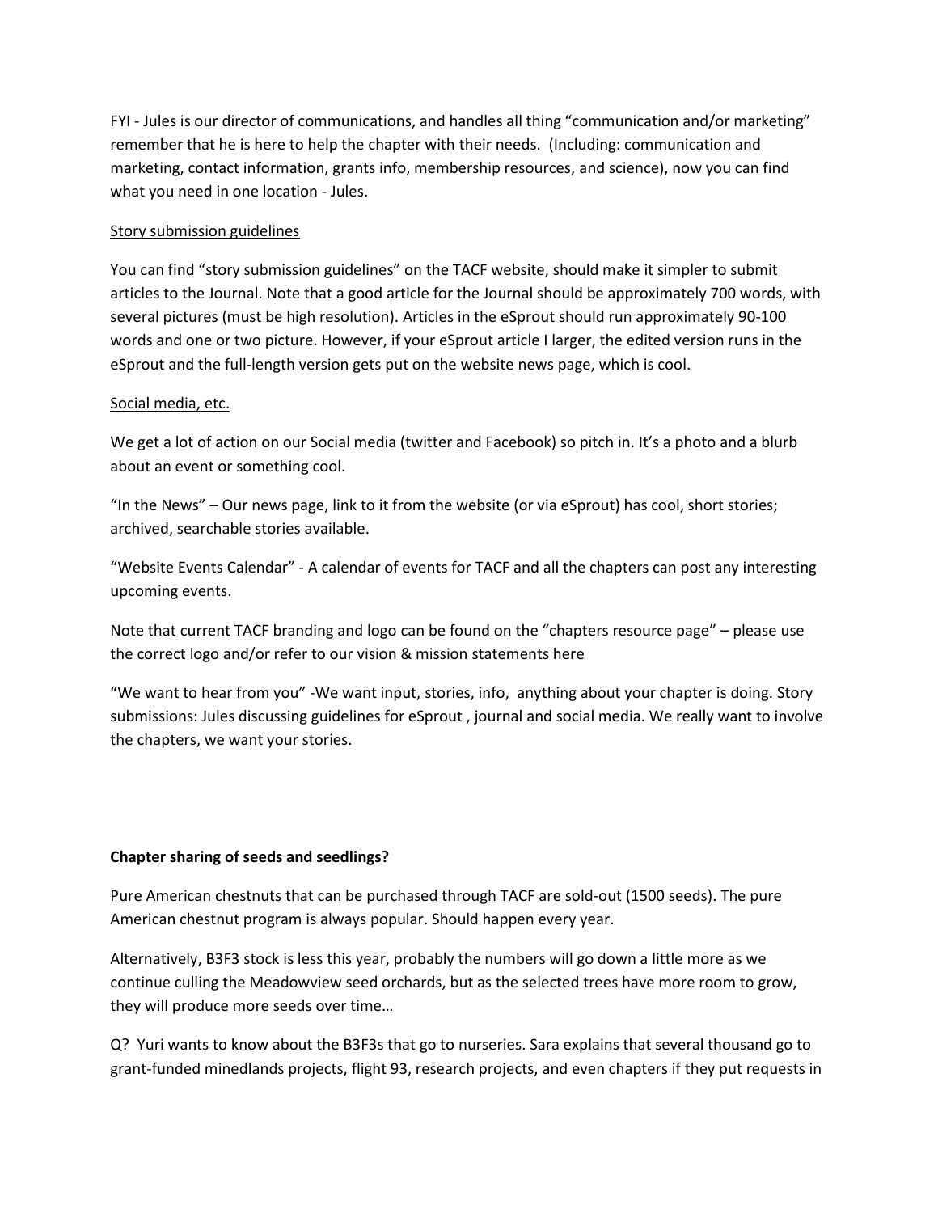FYI - Jules is our director of communications, and handles all thing "communication and/or marketing" remember that he is here to help the chapter with their needs. (Including: communication and marketing, contact information, grants info, membership resources, and science), now you can find what you need in one location - Jules.

Story submission guidelines

You can find "story submission guidelines" on the TACF website, should make it simpler to submit articles to the Journal. Note that a good article for the Journal should be approximately 700 words, with several pictures (must be high resolution). Articles in the eSprout should run approximately 90-100 words and one or two picture. However, if your eSprout article I larger, the edited version runs in the eSprout and the full-length version gets put on the website news page, which is cool.

Social media, etc.

We get a lot of action on our Social media (twitter and Facebook) so pitch in. It's a photo and a blurb about an event or something cool.

"In the News" – Our news page, link to it from the website (or via eSprout) has cool, short stories; archived, searchable stories available.

"Website Events Calendar" - A calendar of events for TACF and all the chapters can post any interesting upcoming events.

Note that current TACF branding and logo can be found on the "chapters resource page" – please use the correct logo and/or refer to our vision & mission statements here

"We want to hear from you" -We want input, stories, info, anything about your chapter is doing. Story submissions: Jules discussing guidelines for eSprout , journal and social media. We really want to involve the chapters, we want your stories.

**Chapter sharing of seeds and seedlings?**

Pure American chestnuts that can be purchased through TACF are sold-out (1500 seeds). The pure American chestnut program is always popular. Should happen every year.

Alternatively, B3F3 stock is less this year, probably the numbers will go down a little more as we continue culling the Meadowview seed orchards, but as the selected trees have more room to grow, they will produce more seeds over time…

Q? Yuri wants to know about the B3F3s that go to nurseries. Sara explains that several thousand go to grant-funded minedlands projects, flight 93, research projects, and even chapters if they put requests in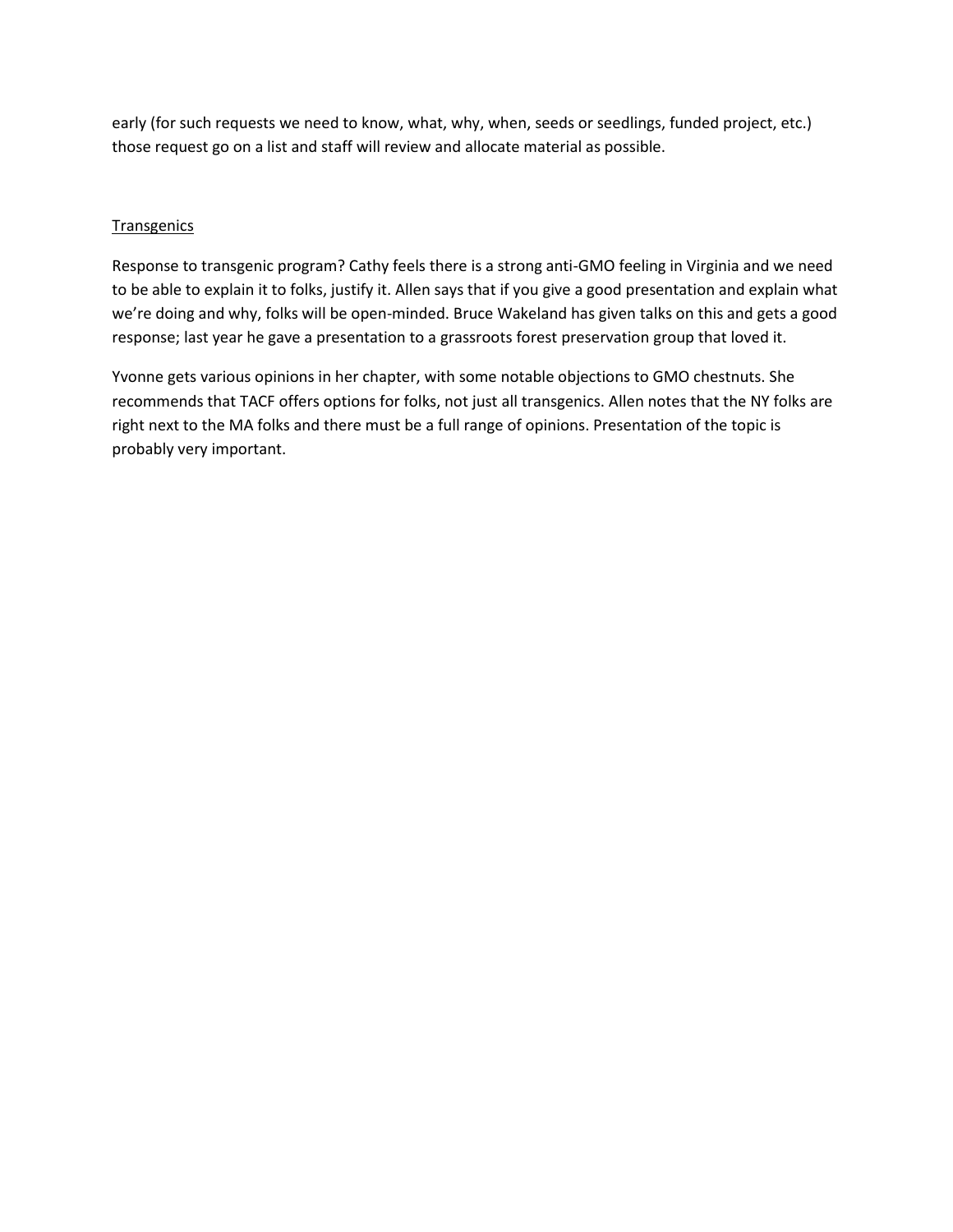early (for such requests we need to know, what, why, when, seeds or seedlings, funded project, etc.) those request go on a list and staff will review and allocate material as possible.

<u>Transgenics</u>

Response to transgenic program? Cathy feels there is a strong anti-GMO feeling in Virginia and we need to be able to explain it to folks, justify it. Allen says that if you give a good presentation and explain what we're doing and why, folks will be open-minded. Bruce Wakeland has given talks on this and gets a good response; last year he gave a presentation to a grassroots forest preservation group that loved it.

Yvonne gets various opinions in her chapter, with some notable objections to GMO chestnuts. She recommends that TACF offers options for folks, not just all transgenics. Allen notes that the NY folks are right next to the MA folks and there must be a full range of opinions. Presentation of the topic is probably very important.